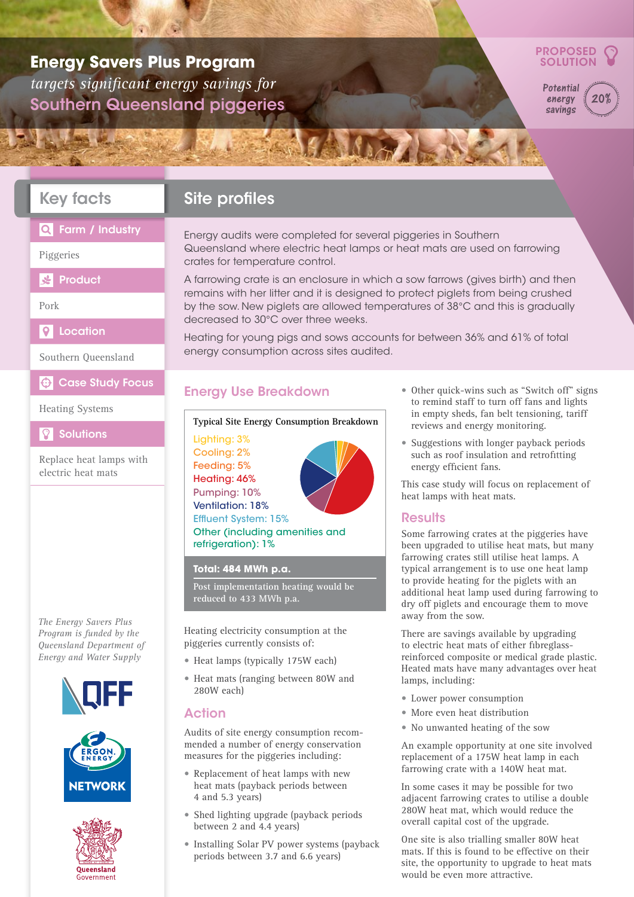# Energy Savers Plus Program

*targets significant energy savings for*

## Southern Queensland piggeries

**PROPOSED SOLUTION**

*Potential energy savings* **20%**

## Key facts

**Farm / Industry**

Piggeries

**Product**

Pork

**Location**

Southern Queensland

**Case Study Focus**

Heating Systems

**Solutions**

Replace heat lamps with electric heat mats

*The Energy Savers Plus Program is funded by the Queensland Department of Energy and Water Supply*

## Site profiles

Energy audits were completed for several piggeries in Southern Queensland where electric heat lamps or heat mats are used on farrowing crates for temperature control.

A farrowing crate is an enclosure in which a sow farrows (gives birth) and then remains with her litter and it is designed to protect piglets from being crushed by the sow. New piglets are allowed temperatures of 38°C and this is gradually decreased to 30°C over three weeks.

Heating for young pigs and sows accounts for between 36% and 61% of total energy consumption across sites audited.

## Energy Use Breakdown

**Typical Site Energy Consumption Breakdown**

- Lighting: 3%
- Cooling: 2%
- Feeding: 5%
- Heating: 46%
- Pumping: 10%
- Ventilation: 18%
- Effluent System: 15%
- Other (including amenities and refrigeration): 1%

**Total: 484 MWh p.a.**

Post implementation heating would be reduced to 433 MWh p.a.

Heating electricity consumption at the piggeries currently consists of:

- Heat lamps (typically 175W each)
- Heat mats (ranging between 80W and 280W each)

## Action

Audits of site energy consumption recommended a number of energy conservation measures for the piggeries including:

- Replacement of heat lamps with new heat mats (payback periods between 4 and 5.3 years)
- Shed lighting upgrade (payback periods between 2 and 4.4 years)
- Installing Solar PV power systems (payback periods between 3.7 and 6.6 years)
- Other quick-wins such as "Switch off" signs to remind staff to turn off fans and lights in empty sheds, fan belt tensioning, tariff reviews and energy monitoring.
- Suggestions with longer payback periods such as roof insulation and retrofitting energy efficient fans.

This case study will focus on replacement of heat lamps with heat mats.

## Results

Some farrowing crates at the piggeries have been upgraded to utilise heat mats, but many farrowing crates still utilise heat lamps. A typical arrangement is to use one heat lamp to provide heating for the piglets with an additional heat lamp used during farrowing to dry off piglets and encourage them to move away from the sow.

There are savings available by upgrading to electric heat mats of either fibreglass-reinforced composite or medical grade plastic. Heated mats have many advantages over heat lamps, including:

- Lower power consumption
- More even heat distribution
- No unwanted heating of the sow

An example opportunity at one site involved replacement of a 175W heat lamp in each farrowing crate with a 140W heat mat.

In some cases it may be possible for two adjacent farrowing crates to utilise a double 280W heat mat, which would reduce the overall capital cost of the upgrade.

One site is also trialling smaller 80W heat mats. If this is found to be effective on their site, the opportunity to upgrade to heat mats would be even more attractive.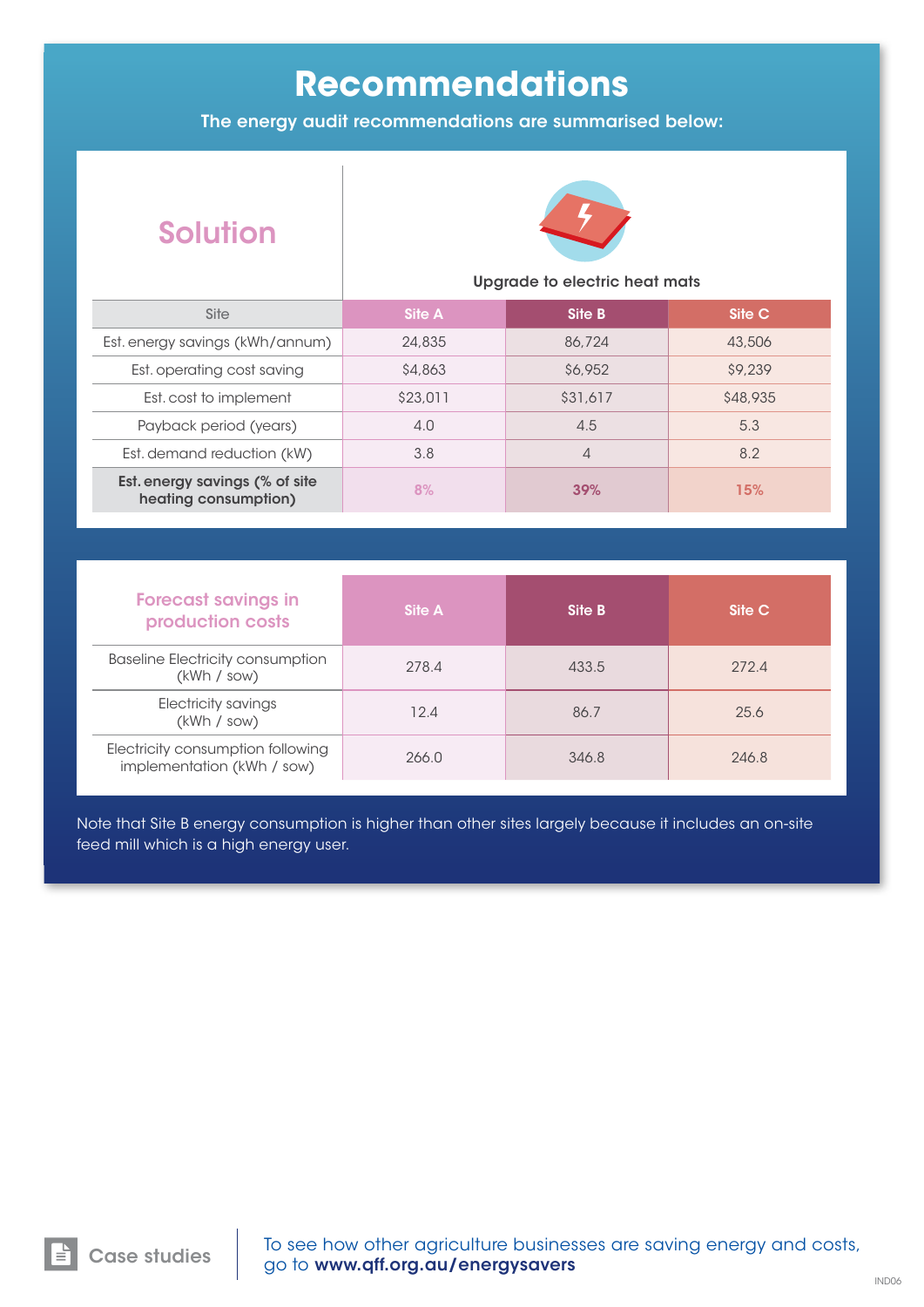# Recommendations

The energy audit recommendations are summarised below:

| Solution | Upgrade to electric heat mats | | |
|---|---|---|---|
| Site | Site A | Site B | Site C |
| Est. energy savings (kWh/annum) | 24,835 | 86,724 | 43,506 |
| Est. operating cost saving | $4,863 | $6,952 | $9,239 |
| Est. cost to implement | $23,011 | $31,617 | $48,935 |
| Payback period (years) | 4.0 | 4.5 | 5.3 |
| Est. demand reduction (kW) | 3.8 | 4 | 8.2 |
| **Est. energy savings (% of site heating consumption)** | **8%** | **39%** | **15%** |

| Forecast savings in production costs | Site A | Site B | Site C |
|---|---|---|---|
| Baseline Electricity consumption (kWh / sow) | 278.4 | 433.5 | 272.4 |
| Electricity savings (kWh / sow) | 12.4 | 86.7 | 25.6 |
| Electricity consumption following implementation (kWh / sow) | 266.0 | 346.8 | 246.8 |

Note that Site B energy consumption is higher than other sites largely because it includes an on-site feed mill which is a high energy user.

Case studies

To see how other agriculture businesses are saving energy and costs, go to **www.qff.org.au/energysavers**